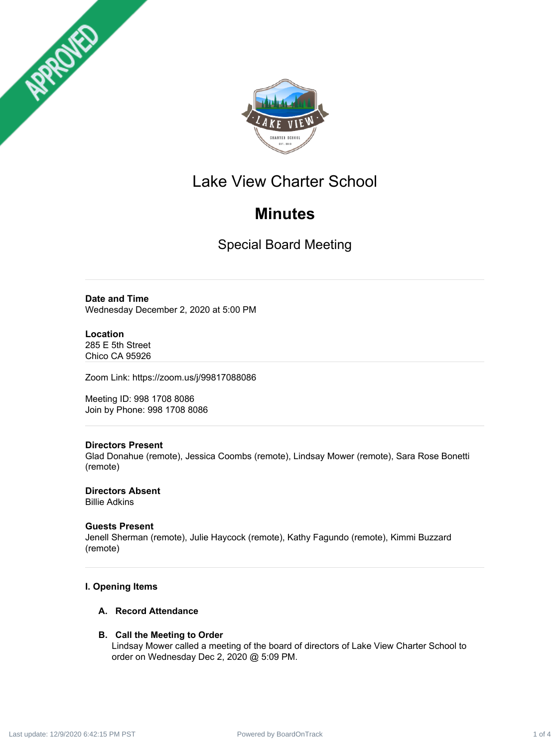# Lake View Charter School

## Minutes

### Special Board Meeting

---

**Date and Time**
Wednesday December 2, 2020 at 5:00 PM

**Location**
285 E 5th Street
Chico CA 95926

---

Zoom Link: https://zoom.us/j/99817088086

Meeting ID: 998 1708 8086
Join by Phone: 998 1708 8086

---

**Directors Present**
Glad Donahue (remote), Jessica Coombs (remote), Lindsay Mower (remote), Sara Rose Bonetti (remote)

**Directors Absent**
Billie Adkins

**Guests Present**
Jenell Sherman (remote), Julie Haycock (remote), Kathy Fagundo (remote), Kimmi Buzzard (remote)

---

**I. Opening Items**

**A. Record Attendance**

**B. Call the Meeting to Order**
Lindsay Mower called a meeting of the board of directors of Lake View Charter School to order on Wednesday Dec 2, 2020 @ 5:09 PM.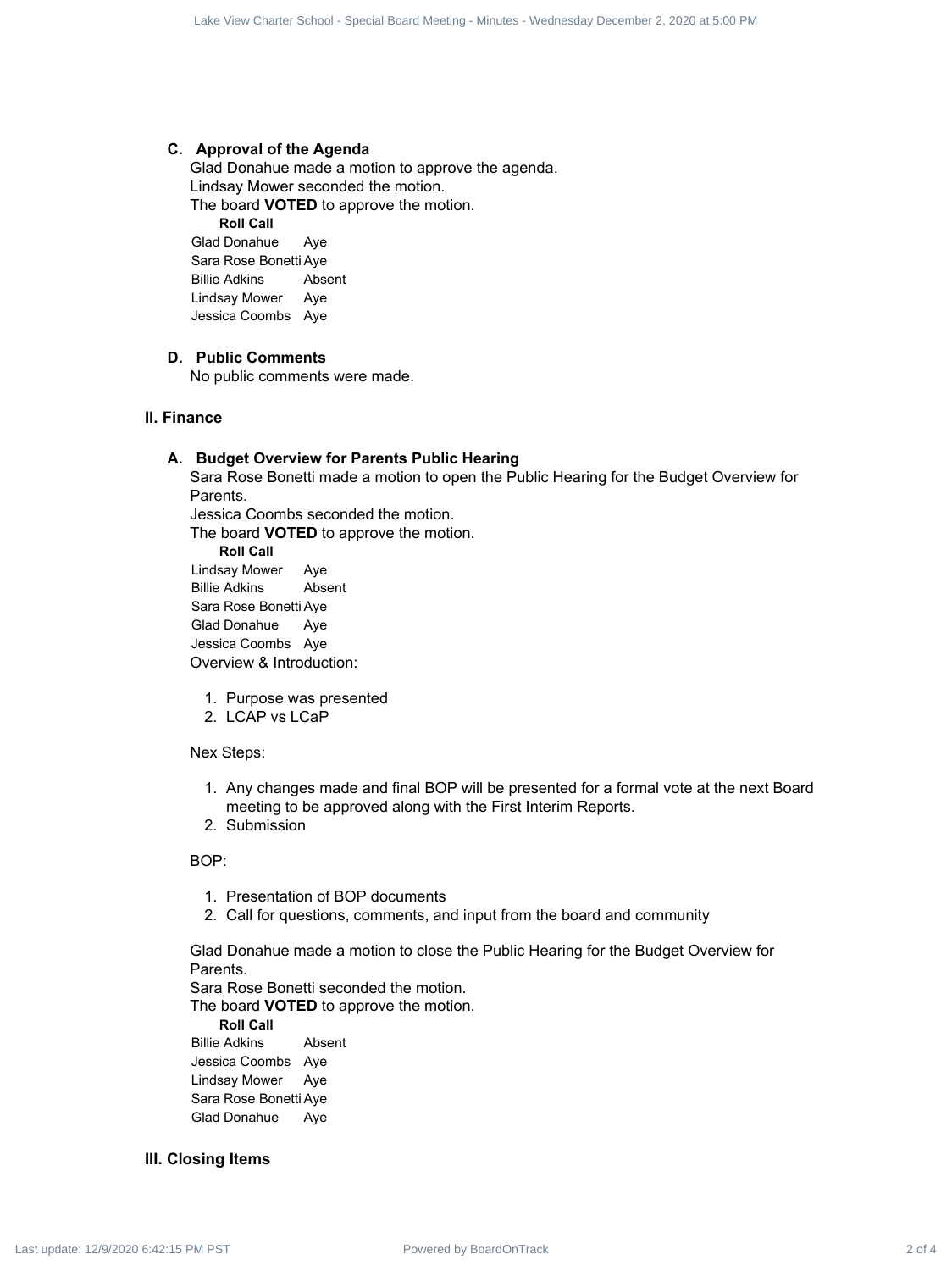### C. Approval of the Agenda

Glad Donahue made a motion to approve the agenda.
Lindsay Mower seconded the motion.
The board **VOTED** to approve the motion.

**Roll Call**

| | |
|---|---|
| Glad Donahue | Aye |
| Sara Rose Bonetti | Aye |
| Billie Adkins | Absent |
| Lindsay Mower | Aye |
| Jessica Coombs | Aye |

### D. Public Comments

No public comments were made.

## II. Finance

### A. Budget Overview for Parents Public Hearing

Sara Rose Bonetti made a motion to open the Public Hearing for the Budget Overview for Parents.
Jessica Coombs seconded the motion.
The board **VOTED** to approve the motion.

**Roll Call**

| | |
|---|---|
| Lindsay Mower | Aye |
| Billie Adkins | Absent |
| Sara Rose Bonetti | Aye |
| Glad Donahue | Aye |
| Jessica Coombs | Aye |

Overview & Introduction:

1. Purpose was presented
2. LCAP vs LCaP

Nex Steps:

1. Any changes made and final BOP will be presented for a formal vote at the next Board meeting to be approved along with the First Interim Reports.
2. Submission

BOP:

1. Presentation of BOP documents
2. Call for questions, comments, and input from the board and community

Glad Donahue made a motion to close the Public Hearing for the Budget Overview for Parents.
Sara Rose Bonetti seconded the motion.
The board **VOTED** to approve the motion.

**Roll Call**

| | |
|---|---|
| Billie Adkins | Absent |
| Jessica Coombs | Aye |
| Lindsay Mower | Aye |
| Sara Rose Bonetti | Aye |
| Glad Donahue | Aye |

## III. Closing Items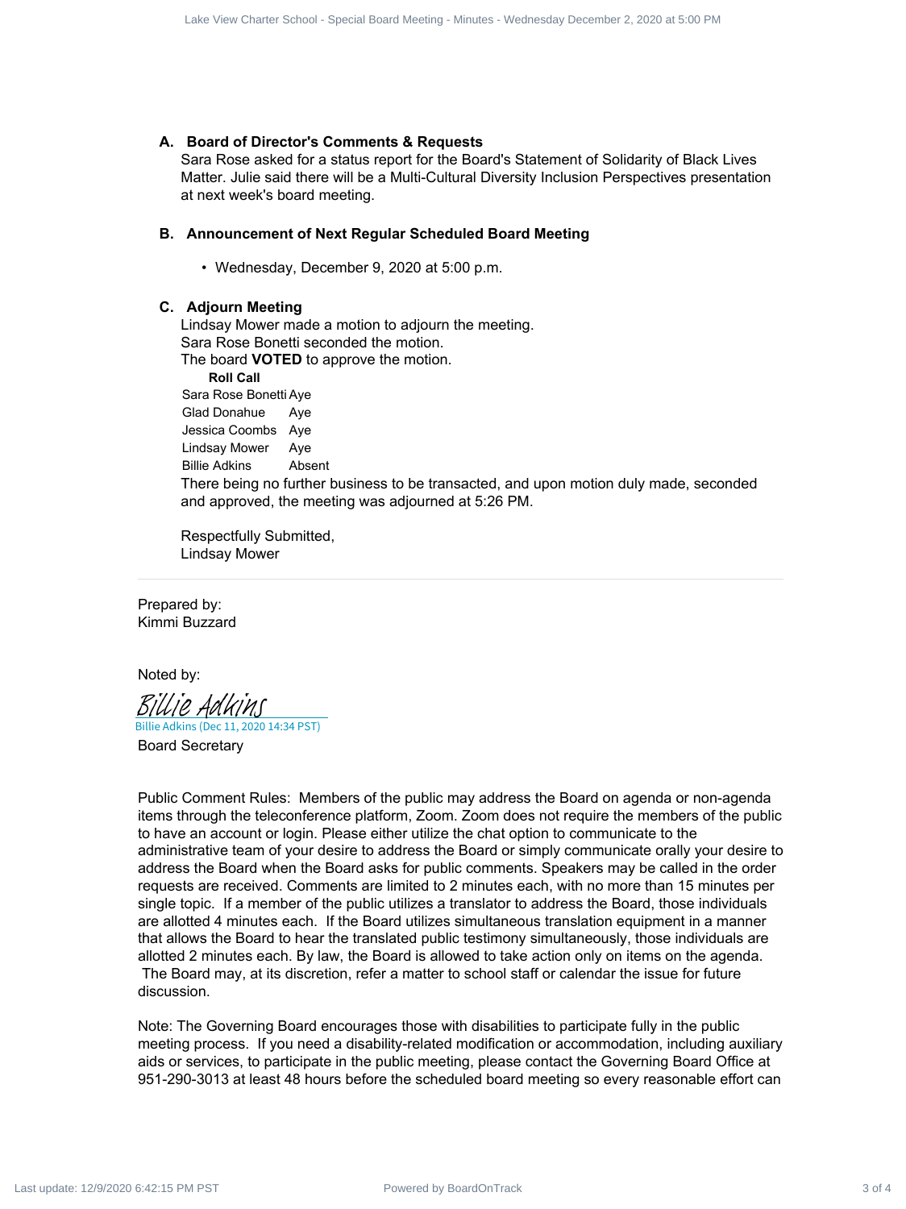### A. Board of Director's Comments & Requests

Sara Rose asked for a status report for the Board's Statement of Solidarity of Black Lives Matter. Julie said there will be a Multi-Cultural Diversity Inclusion Perspectives presentation at next week's board meeting.

### B. Announcement of Next Regular Scheduled Board Meeting

- Wednesday, December 9, 2020 at 5:00 p.m.

### C. Adjourn Meeting

Lindsay Mower made a motion to adjourn the meeting.
Sara Rose Bonetti seconded the motion.
The board **VOTED** to approve the motion.

| Roll Call | |
|---|---|
| Sara Rose Bonetti | Aye |
| Glad Donahue | Aye |
| Jessica Coombs | Aye |
| Lindsay Mower | Aye |
| Billie Adkins | Absent |

There being no further business to be transacted, and upon motion duly made, seconded and approved, the meeting was adjourned at 5:26 PM.

Respectfully Submitted,
Lindsay Mower

---

Prepared by:
Kimmi Buzzard

Noted by:

Billie Adkins
Billie Adkins (Dec 11, 2020 14:34 PST)
Board Secretary

Public Comment Rules: Members of the public may address the Board on agenda or non-agenda items through the teleconference platform, Zoom. Zoom does not require the members of the public to have an account or login. Please either utilize the chat option to communicate to the administrative team of your desire to address the Board or simply communicate orally your desire to address the Board when the Board asks for public comments. Speakers may be called in the order requests are received. Comments are limited to 2 minutes each, with no more than 15 minutes per single topic. If a member of the public utilizes a translator to address the Board, those individuals are allotted 4 minutes each. If the Board utilizes simultaneous translation equipment in a manner that allows the Board to hear the translated public testimony simultaneously, those individuals are allotted 2 minutes each. By law, the Board is allowed to take action only on items on the agenda. The Board may, at its discretion, refer a matter to school staff or calendar the issue for future discussion.

Note: The Governing Board encourages those with disabilities to participate fully in the public meeting process. If you need a disability-related modification or accommodation, including auxiliary aids or services, to participate in the public meeting, please contact the Governing Board Office at 951-290-3013 at least 48 hours before the scheduled board meeting so every reasonable effort can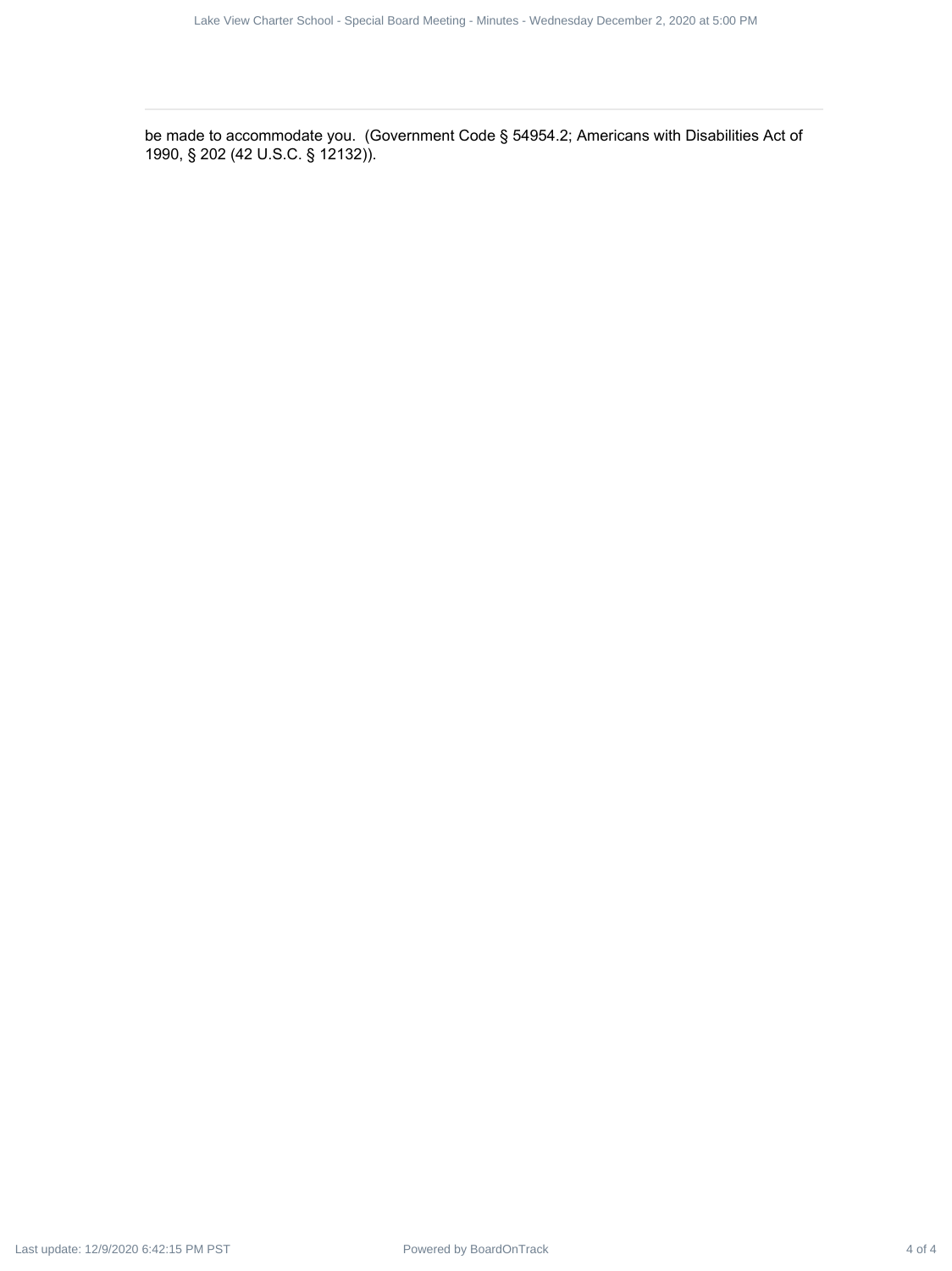be made to accommodate you. (Government Code § 54954.2; Americans with Disabilities Act of 1990, § 202 (42 U.S.C. § 12132)).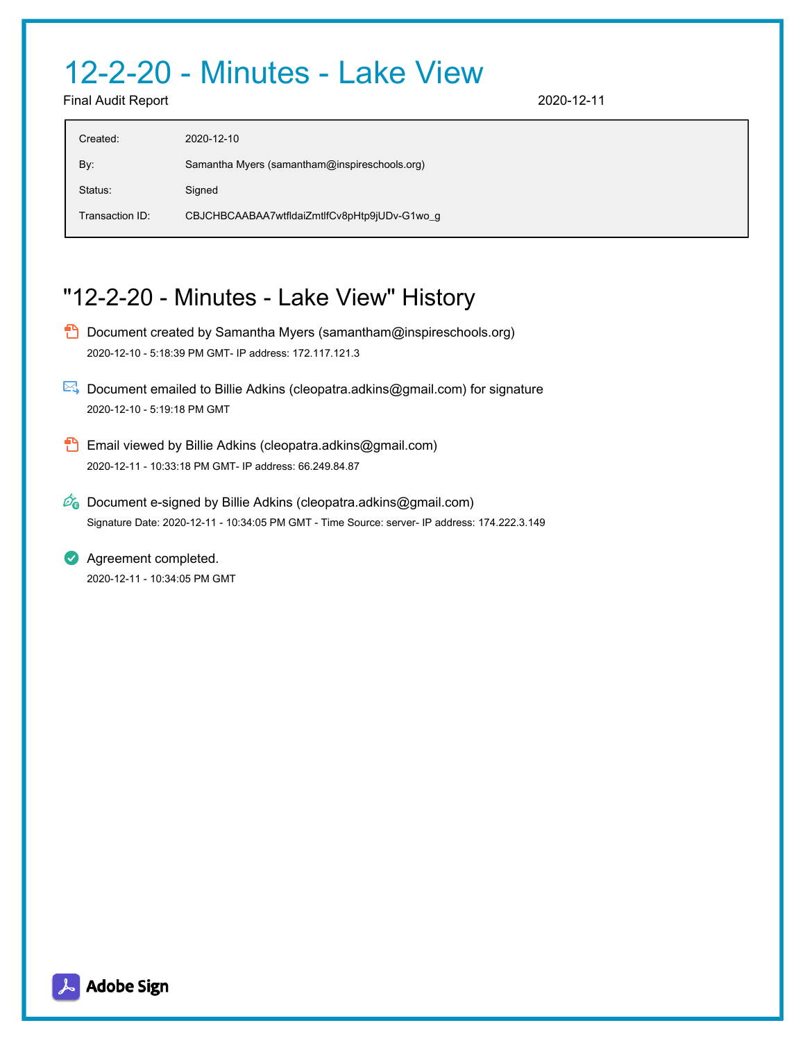# 12-2-20 - Minutes - Lake View

Final Audit Report 2020-12-11

| | |
|---|---|
| Created: | 2020-12-10 |
| By: | Samantha Myers (samantham@inspireschools.org) |
| Status: | Signed |
| Transaction ID: | CBJCHBCAABAA7wtfldaiZmtlfCv8pHtp9jUDv-G1wo_g |

## "12-2-20 - Minutes - Lake View" History

- Document created by Samantha Myers (samantham@inspireschools.org)
  2020-12-10 - 5:18:39 PM GMT- IP address: 172.117.121.3

- Document emailed to Billie Adkins (cleopatra.adkins@gmail.com) for signature
  2020-12-10 - 5:19:18 PM GMT

- Email viewed by Billie Adkins (cleopatra.adkins@gmail.com)
  2020-12-11 - 10:33:18 PM GMT- IP address: 66.249.84.87

- Document e-signed by Billie Adkins (cleopatra.adkins@gmail.com)
  Signature Date: 2020-12-11 - 10:34:05 PM GMT - Time Source: server- IP address: 174.222.3.149

- Agreement completed.
  2020-12-11 - 10:34:05 PM GMT

Adobe Sign